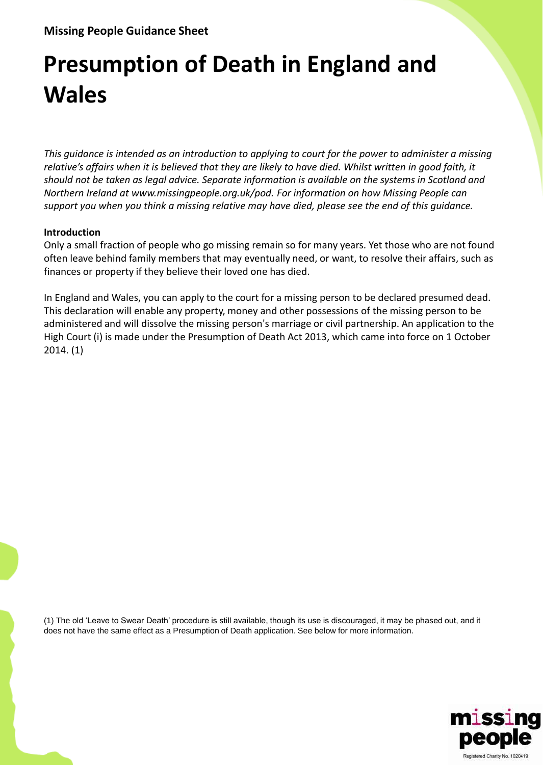**Missing People Guidance Sheet**

# Presumption of Death in England and Wales

*This guidance is intended as an introduction to applying to court for the power to administer a missing relative's affairs when it is believed that they are likely to have died. Whilst written in good faith, it should not be taken as legal advice. Separate information is available on the systems in Scotland and Northern Ireland at www.missingpeople.org.uk/pod. For information on how Missing People can support you when you think a missing relative may have died, please see the end of this guidance.*

**Introduction**

Only a small fraction of people who go missing remain so for many years. Yet those who are not found often leave behind family members that may eventually need, or want, to resolve their affairs, such as finances or property if they believe their loved one has died.

In England and Wales, you can apply to the court for a missing person to be declared presumed dead. This declaration will enable any property, money and other possessions of the missing person to be administered and will dissolve the missing person's marriage or civil partnership. An application to the High Court (i) is made under the Presumption of Death Act 2013, which came into force on 1 October 2014. (1)

(1) The old 'Leave to Swear Death' procedure is still available, though its use is discouraged, it may be phased out, and it does not have the same effect as a Presumption of Death application. See below for more information.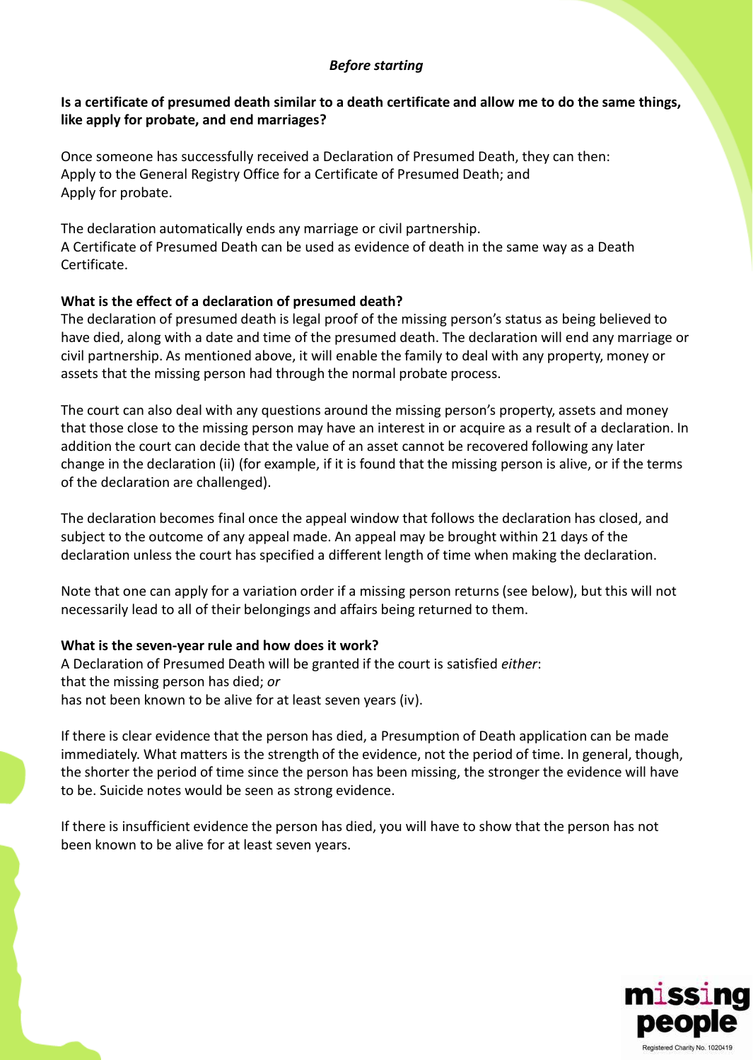*Before starting*

**Is a certificate of presumed death similar to a death certificate and allow me to do the same things, like apply for probate, and end marriages?**

Once someone has successfully received a Declaration of Presumed Death, they can then:
Apply to the General Registry Office for a Certificate of Presumed Death; and
Apply for probate.

The declaration automatically ends any marriage or civil partnership.
A Certificate of Presumed Death can be used as evidence of death in the same way as a Death Certificate.

**What is the effect of a declaration of presumed death?**
The declaration of presumed death is legal proof of the missing person's status as being believed to have died, along with a date and time of the presumed death. The declaration will end any marriage or civil partnership. As mentioned above, it will enable the family to deal with any property, money or assets that the missing person had through the normal probate process.

The court can also deal with any questions around the missing person's property, assets and money that those close to the missing person may have an interest in or acquire as a result of a declaration. In addition the court can decide that the value of an asset cannot be recovered following any later change in the declaration (ii) (for example, if it is found that the missing person is alive, or if the terms of the declaration are challenged).

The declaration becomes final once the appeal window that follows the declaration has closed, and subject to the outcome of any appeal made. An appeal may be brought within 21 days of the declaration unless the court has specified a different length of time when making the declaration.

Note that one can apply for a variation order if a missing person returns (see below), but this will not necessarily lead to all of their belongings and affairs being returned to them.

**What is the seven-year rule and how does it work?**
A Declaration of Presumed Death will be granted if the court is satisfied *either*:
that the missing person has died; *or*
has not been known to be alive for at least seven years (iv).

If there is clear evidence that the person has died, a Presumption of Death application can be made immediately. What matters is the strength of the evidence, not the period of time. In general, though, the shorter the period of time since the person has been missing, the stronger the evidence will have to be. Suicide notes would be seen as strong evidence.

If there is insufficient evidence the person has died, you will have to show that the person has not been known to be alive for at least seven years.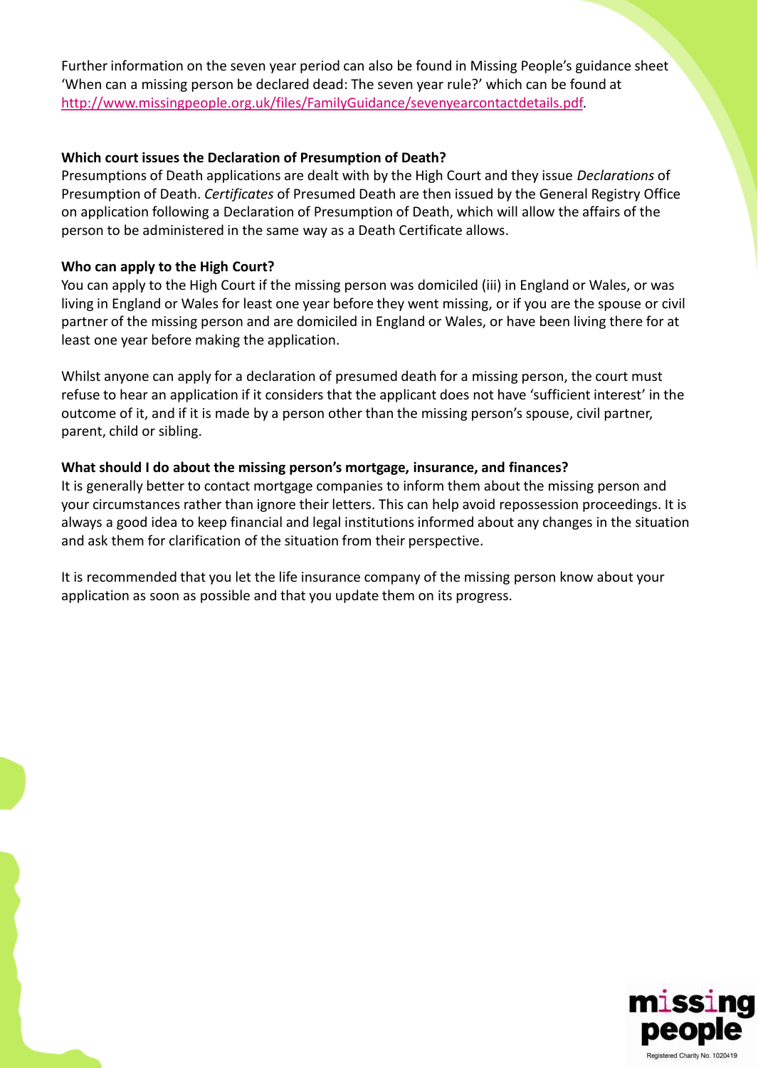Further information on the seven year period can also be found in Missing People's guidance sheet 'When can a missing person be declared dead: The seven year rule?' which can be found at [http://www.missingpeople.org.uk/files/FamilyGuidance/sevenyearcontactdetails.pdf](http://www.missingpeople.org.uk/files/FamilyGuidance/sevenyearcontactdetails.pdf).

**Which court issues the Declaration of Presumption of Death?**

Presumptions of Death applications are dealt with by the High Court and they issue *Declarations* of Presumption of Death. *Certificates* of Presumed Death are then issued by the General Registry Office on application following a Declaration of Presumption of Death, which will allow the affairs of the person to be administered in the same way as a Death Certificate allows.

**Who can apply to the High Court?**

You can apply to the High Court if the missing person was domiciled (iii) in England or Wales, or was living in England or Wales for least one year before they went missing, or if you are the spouse or civil partner of the missing person and are domiciled in England or Wales, or have been living there for at least one year before making the application.

Whilst anyone can apply for a declaration of presumed death for a missing person, the court must refuse to hear an application if it considers that the applicant does not have 'sufficient interest' in the outcome of it, and if it is made by a person other than the missing person's spouse, civil partner, parent, child or sibling.

**What should I do about the missing person's mortgage, insurance, and finances?**

It is generally better to contact mortgage companies to inform them about the missing person and your circumstances rather than ignore their letters. This can help avoid repossession proceedings. It is always a good idea to keep financial and legal institutions informed about any changes in the situation and ask them for clarification of the situation from their perspective.

It is recommended that you let the life insurance company of the missing person know about your application as soon as possible and that you update them on its progress.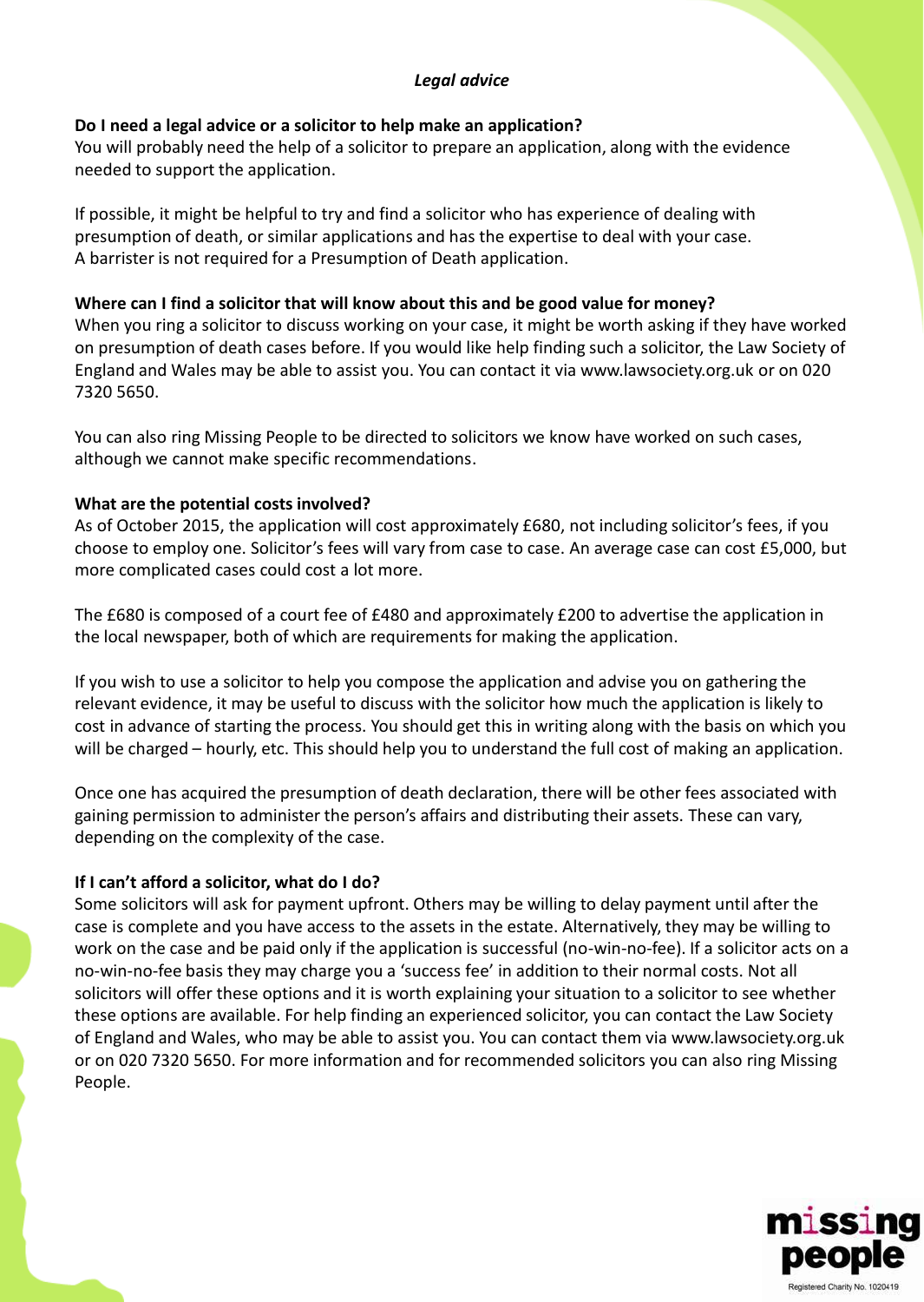### *Legal advice*

**Do I need a legal advice or a solicitor to help make an application?**

You will probably need the help of a solicitor to prepare an application, along with the evidence needed to support the application.

If possible, it might be helpful to try and find a solicitor who has experience of dealing with presumption of death, or similar applications and has the expertise to deal with your case. A barrister is not required for a Presumption of Death application.

**Where can I find a solicitor that will know about this and be good value for money?**

When you ring a solicitor to discuss working on your case, it might be worth asking if they have worked on presumption of death cases before. If you would like help finding such a solicitor, the Law Society of England and Wales may be able to assist you. You can contact it via www.lawsociety.org.uk or on 020 7320 5650.

You can also ring Missing People to be directed to solicitors we know have worked on such cases, although we cannot make specific recommendations.

**What are the potential costs involved?**

As of October 2015, the application will cost approximately £680, not including solicitor's fees, if you choose to employ one. Solicitor's fees will vary from case to case. An average case can cost £5,000, but more complicated cases could cost a lot more.

The £680 is composed of a court fee of £480 and approximately £200 to advertise the application in the local newspaper, both of which are requirements for making the application.

If you wish to use a solicitor to help you compose the application and advise you on gathering the relevant evidence, it may be useful to discuss with the solicitor how much the application is likely to cost in advance of starting the process. You should get this in writing along with the basis on which you will be charged – hourly, etc. This should help you to understand the full cost of making an application.

Once one has acquired the presumption of death declaration, there will be other fees associated with gaining permission to administer the person's affairs and distributing their assets. These can vary, depending on the complexity of the case.

**If I can't afford a solicitor, what do I do?**

Some solicitors will ask for payment upfront. Others may be willing to delay payment until after the case is complete and you have access to the assets in the estate. Alternatively, they may be willing to work on the case and be paid only if the application is successful (no-win-no-fee). If a solicitor acts on a no-win-no-fee basis they may charge you a 'success fee' in addition to their normal costs. Not all solicitors will offer these options and it is worth explaining your situation to a solicitor to see whether these options are available. For help finding an experienced solicitor, you can contact the Law Society of England and Wales, who may be able to assist you. You can contact them via www.lawsociety.org.uk or on 020 7320 5650. For more information and for recommended solicitors you can also ring Missing People.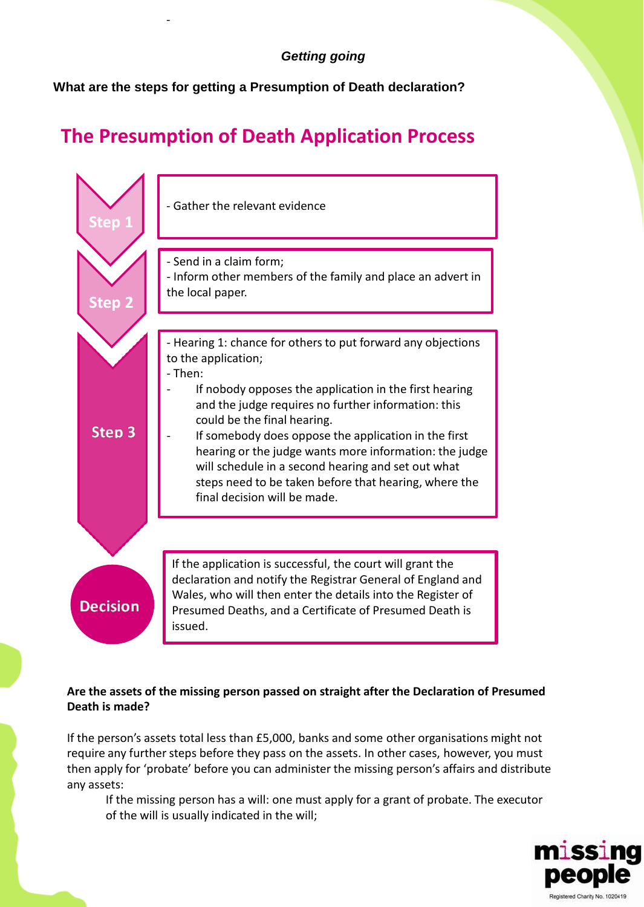*Getting going*

**What are the steps for getting a Presumption of Death declaration?**

## The Presumption of Death Application Process

**Step 1**

- Gather the relevant evidence

**Step 2**

- Send in a claim form;
- Inform other members of the family and place an advert in the local paper.

**Step 3**

- Hearing 1: chance for others to put forward any objections to the application;
- Then:
  - If nobody opposes the application in the first hearing and the judge requires no further information: this could be the final hearing.
  - If somebody does oppose the application in the first hearing or the judge wants more information: the judge will schedule in a second hearing and set out what steps need to be taken before that hearing, where the final decision will be made.

**Decision**

If the application is successful, the court will grant the declaration and notify the Registrar General of England and Wales, who will then enter the details into the Register of Presumed Deaths, and a Certificate of Presumed Death is issued.

**Are the assets of the missing person passed on straight after the Declaration of Presumed Death is made?**

If the person's assets total less than £5,000, banks and some other organisations might not require any further steps before they pass on the assets. In other cases, however, you must then apply for 'probate' before you can administer the missing person's affairs and distribute any assets:

If the missing person has a will: one must apply for a grant of probate. The executor of the will is usually indicated in the will;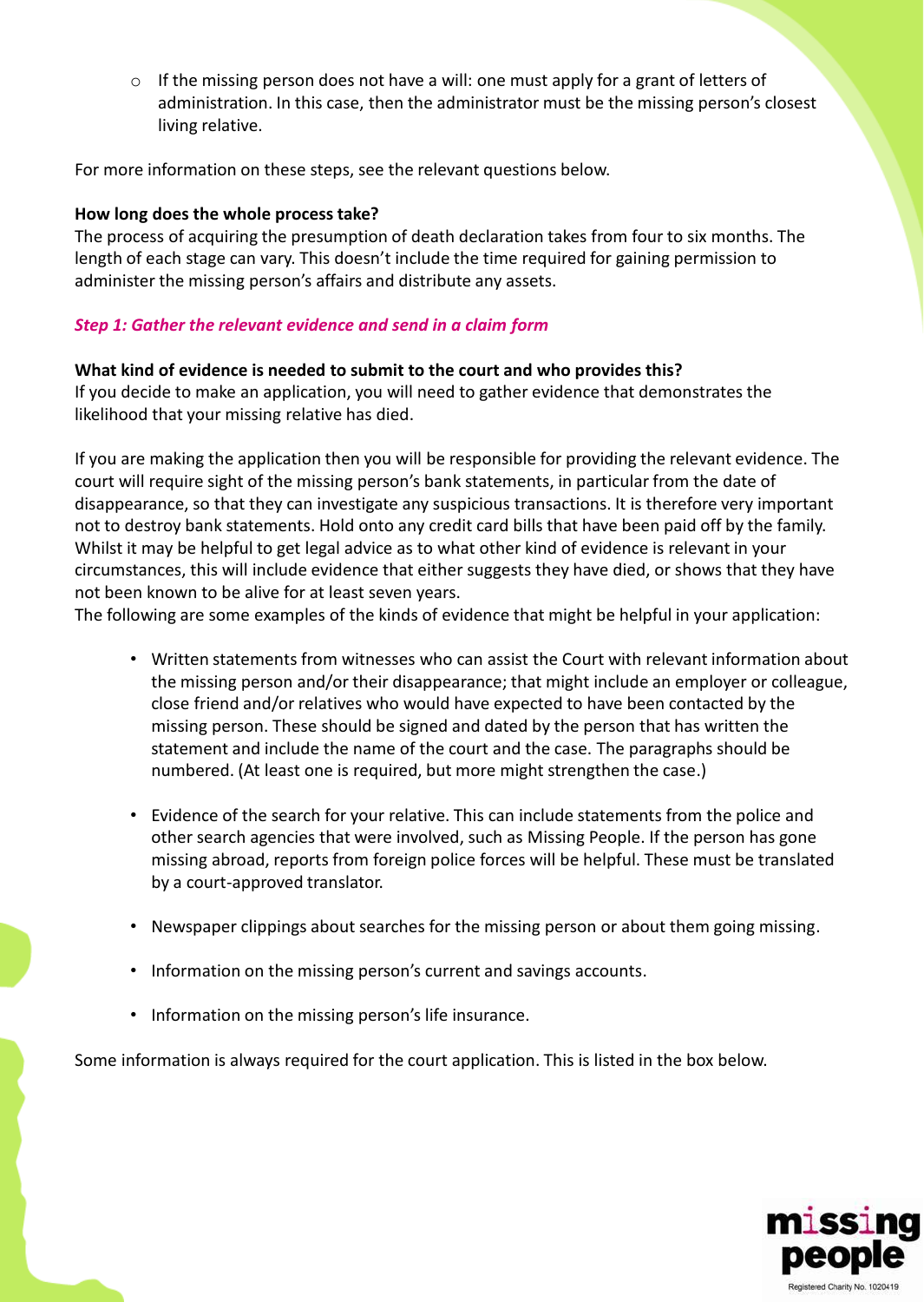- If the missing person does not have a will: one must apply for a grant of letters of administration. In this case, then the administrator must be the missing person's closest living relative.

For more information on these steps, see the relevant questions below.

**How long does the whole process take?**
The process of acquiring the presumption of death declaration takes from four to six months. The length of each stage can vary. This doesn't include the time required for gaining permission to administer the missing person's affairs and distribute any assets.

### *Step 1: Gather the relevant evidence and send in a claim form*

**What kind of evidence is needed to submit to the court and who provides this?**
If you decide to make an application, you will need to gather evidence that demonstrates the likelihood that your missing relative has died.

If you are making the application then you will be responsible for providing the relevant evidence. The court will require sight of the missing person's bank statements, in particular from the date of disappearance, so that they can investigate any suspicious transactions. It is therefore very important not to destroy bank statements. Hold onto any credit card bills that have been paid off by the family. Whilst it may be helpful to get legal advice as to what other kind of evidence is relevant in your circumstances, this will include evidence that either suggests they have died, or shows that they have not been known to be alive for at least seven years.
The following are some examples of the kinds of evidence that might be helpful in your application:

- Written statements from witnesses who can assist the Court with relevant information about the missing person and/or their disappearance; that might include an employer or colleague, close friend and/or relatives who would have expected to have been contacted by the missing person. These should be signed and dated by the person that has written the statement and include the name of the court and the case. The paragraphs should be numbered. (At least one is required, but more might strengthen the case.)

- Evidence of the search for your relative. This can include statements from the police and other search agencies that were involved, such as Missing People. If the person has gone missing abroad, reports from foreign police forces will be helpful. These must be translated by a court-approved translator.

- Newspaper clippings about searches for the missing person or about them going missing.

- Information on the missing person's current and savings accounts.

- Information on the missing person's life insurance.

Some information is always required for the court application. This is listed in the box below.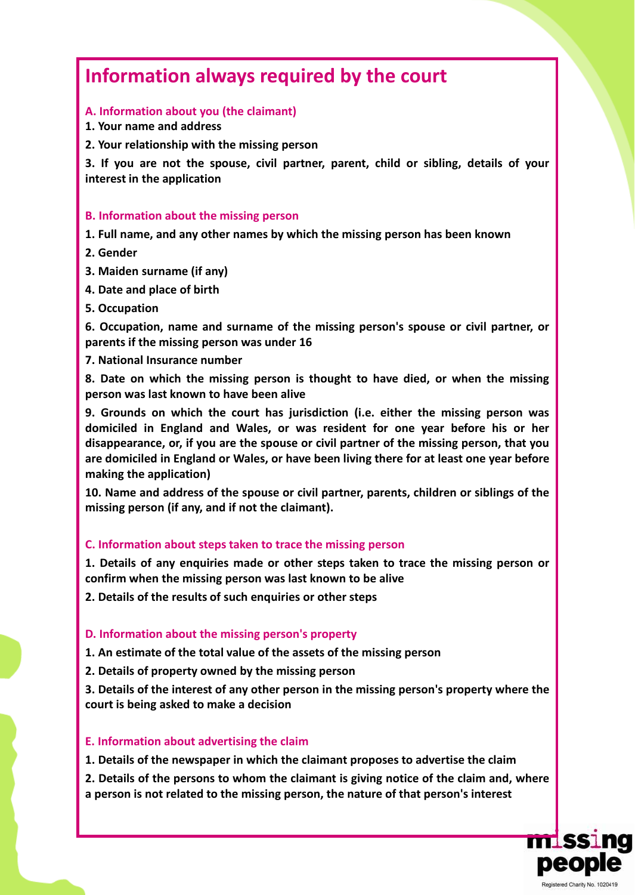# Information always required by the court

### A. Information about you (the claimant)

**1. Your name and address**

**2. Your relationship with the missing person**

**3. If you are not the spouse, civil partner, parent, child or sibling, details of your interest in the application**

### B. Information about the missing person

**1. Full name, and any other names by which the missing person has been known**

**2. Gender**

**3. Maiden surname (if any)**

**4. Date and place of birth**

**5. Occupation**

**6. Occupation, name and surname of the missing person's spouse or civil partner, or parents if the missing person was under 16**

**7. National Insurance number**

**8. Date on which the missing person is thought to have died, or when the missing person was last known to have been alive**

**9. Grounds on which the court has jurisdiction (i.e. either the missing person was domiciled in England and Wales, or was resident for one year before his or her disappearance, or, if you are the spouse or civil partner of the missing person, that you are domiciled in England or Wales, or have been living there for at least one year before making the application)**

**10. Name and address of the spouse or civil partner, parents, children or siblings of the missing person (if any, and if not the claimant).**

### C. Information about steps taken to trace the missing person

**1. Details of any enquiries made or other steps taken to trace the missing person or confirm when the missing person was last known to be alive**

**2. Details of the results of such enquiries or other steps**

### D. Information about the missing person's property

**1. An estimate of the total value of the assets of the missing person**

**2. Details of property owned by the missing person**

**3. Details of the interest of any other person in the missing person's property where the court is being asked to make a decision**

### E. Information about advertising the claim

**1. Details of the newspaper in which the claimant proposes to advertise the claim**

**2. Details of the persons to whom the claimant is giving notice of the claim and, where a person is not related to the missing person, the nature of that person's interest**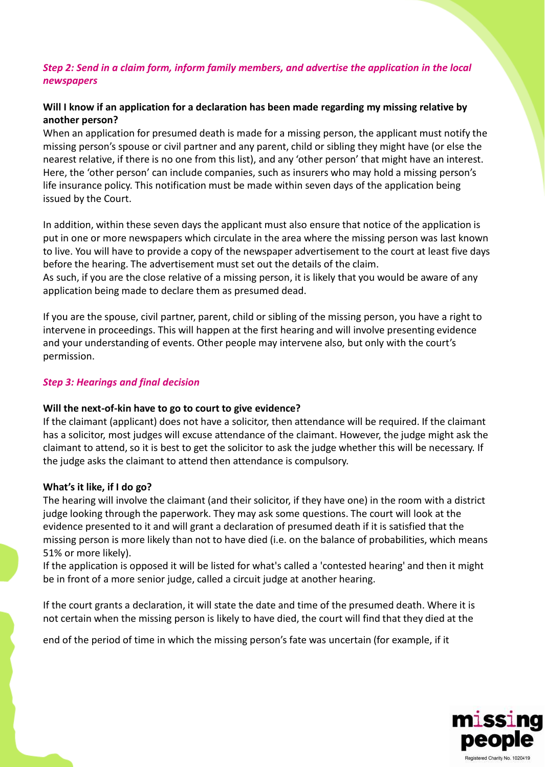### *Step 2: Send in a claim form, inform family members, and advertise the application in the local newspapers*

**Will I know if an application for a declaration has been made regarding my missing relative by another person?**

When an application for presumed death is made for a missing person, the applicant must notify the missing person's spouse or civil partner and any parent, child or sibling they might have (or else the nearest relative, if there is no one from this list), and any 'other person' that might have an interest. Here, the 'other person' can include companies, such as insurers who may hold a missing person's life insurance policy. This notification must be made within seven days of the application being issued by the Court.

In addition, within these seven days the applicant must also ensure that notice of the application is put in one or more newspapers which circulate in the area where the missing person was last known to live. You will have to provide a copy of the newspaper advertisement to the court at least five days before the hearing. The advertisement must set out the details of the claim.

As such, if you are the close relative of a missing person, it is likely that you would be aware of any application being made to declare them as presumed dead.

If you are the spouse, civil partner, parent, child or sibling of the missing person, you have a right to intervene in proceedings. This will happen at the first hearing and will involve presenting evidence and your understanding of events. Other people may intervene also, but only with the court's permission.

### *Step 3: Hearings and final decision*

**Will the next-of-kin have to go to court to give evidence?**

If the claimant (applicant) does not have a solicitor, then attendance will be required. If the claimant has a solicitor, most judges will excuse attendance of the claimant. However, the judge might ask the claimant to attend, so it is best to get the solicitor to ask the judge whether this will be necessary. If the judge asks the claimant to attend then attendance is compulsory.

**What's it like, if I do go?**

The hearing will involve the claimant (and their solicitor, if they have one) in the room with a district judge looking through the paperwork. They may ask some questions. The court will look at the evidence presented to it and will grant a declaration of presumed death if it is satisfied that the missing person is more likely than not to have died (i.e. on the balance of probabilities, which means 51% or more likely).

If the application is opposed it will be listed for what's called a 'contested hearing' and then it might be in front of a more senior judge, called a circuit judge at another hearing.

If the court grants a declaration, it will state the date and time of the presumed death. Where it is not certain when the missing person is likely to have died, the court will find that they died at the end of the period of time in which the missing person's fate was uncertain (for example, if it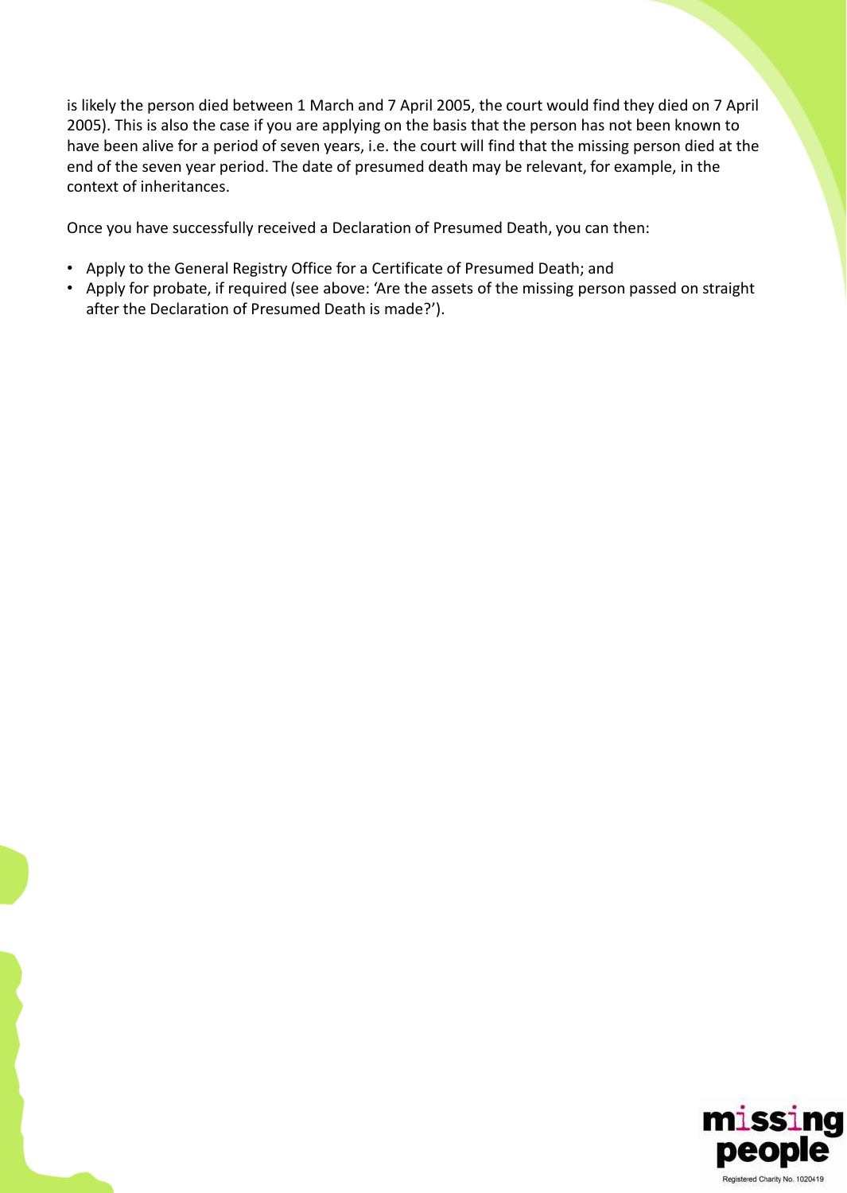is likely the person died between 1 March and 7 April 2005, the court would find they died on 7 April 2005). This is also the case if you are applying on the basis that the person has not been known to have been alive for a period of seven years, i.e. the court will find that the missing person died at the end of the seven year period. The date of presumed death may be relevant, for example, in the context of inheritances.

Once you have successfully received a Declaration of Presumed Death, you can then:

- Apply to the General Registry Office for a Certificate of Presumed Death; and
- Apply for probate, if required (see above: 'Are the assets of the missing person passed on straight after the Declaration of Presumed Death is made?').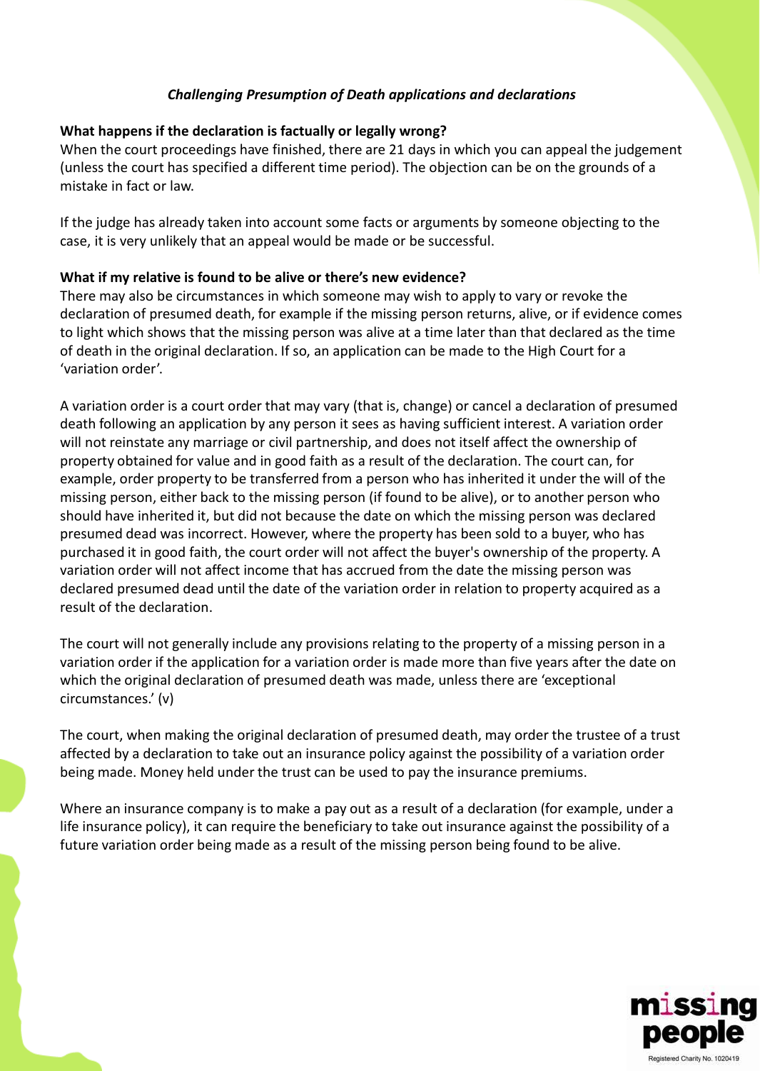*Challenging Presumption of Death applications and declarations*

**What happens if the declaration is factually or legally wrong?**

When the court proceedings have finished, there are 21 days in which you can appeal the judgement (unless the court has specified a different time period). The objection can be on the grounds of a mistake in fact or law.

If the judge has already taken into account some facts or arguments by someone objecting to the case, it is very unlikely that an appeal would be made or be successful.

**What if my relative is found to be alive or there's new evidence?**

There may also be circumstances in which someone may wish to apply to vary or revoke the declaration of presumed death, for example if the missing person returns, alive, or if evidence comes to light which shows that the missing person was alive at a time later than that declared as the time of death in the original declaration. If so, an application can be made to the High Court for a 'variation order'.

A variation order is a court order that may vary (that is, change) or cancel a declaration of presumed death following an application by any person it sees as having sufficient interest. A variation order will not reinstate any marriage or civil partnership, and does not itself affect the ownership of property obtained for value and in good faith as a result of the declaration. The court can, for example, order property to be transferred from a person who has inherited it under the will of the missing person, either back to the missing person (if found to be alive), or to another person who should have inherited it, but did not because the date on which the missing person was declared presumed dead was incorrect. However, where the property has been sold to a buyer, who has purchased it in good faith, the court order will not affect the buyer's ownership of the property. A variation order will not affect income that has accrued from the date the missing person was declared presumed dead until the date of the variation order in relation to property acquired as a result of the declaration.

The court will not generally include any provisions relating to the property of a missing person in a variation order if the application for a variation order is made more than five years after the date on which the original declaration of presumed death was made, unless there are 'exceptional circumstances.' (v)

The court, when making the original declaration of presumed death, may order the trustee of a trust affected by a declaration to take out an insurance policy against the possibility of a variation order being made. Money held under the trust can be used to pay the insurance premiums.

Where an insurance company is to make a pay out as a result of a declaration (for example, under a life insurance policy), it can require the beneficiary to take out insurance against the possibility of a future variation order being made as a result of the missing person being found to be alive.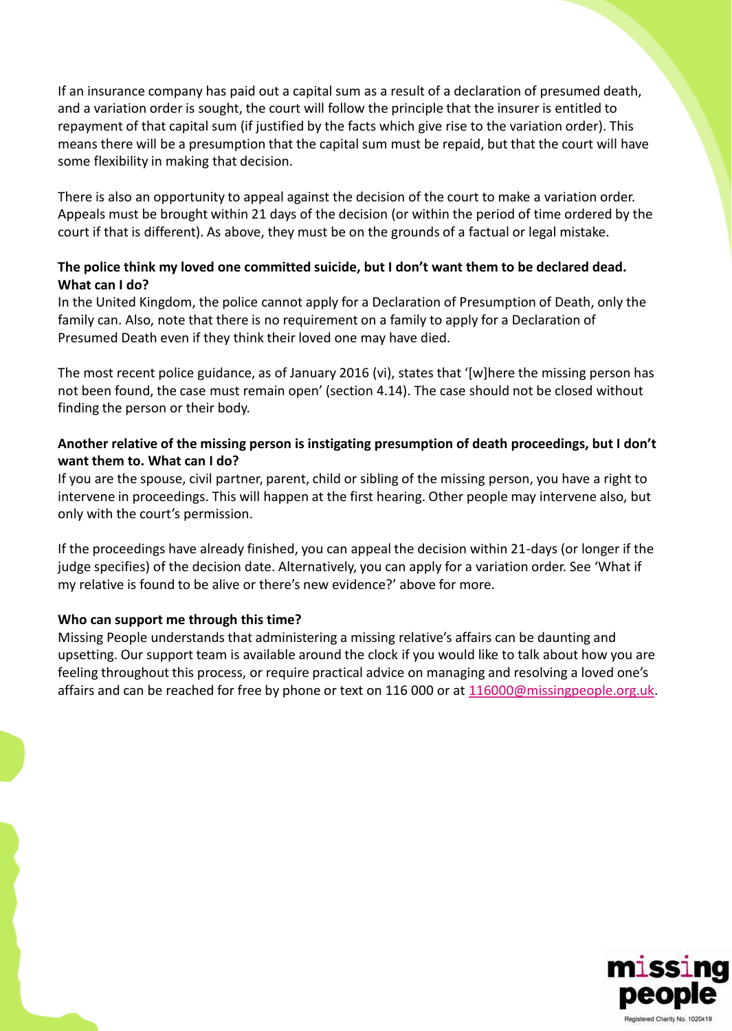If an insurance company has paid out a capital sum as a result of a declaration of presumed death, and a variation order is sought, the court will follow the principle that the insurer is entitled to repayment of that capital sum (if justified by the facts which give rise to the variation order). This means there will be a presumption that the capital sum must be repaid, but that the court will have some flexibility in making that decision.

There is also an opportunity to appeal against the decision of the court to make a variation order. Appeals must be brought within 21 days of the decision (or within the period of time ordered by the court if that is different). As above, they must be on the grounds of a factual or legal mistake.

**The police think my loved one committed suicide, but I don't want them to be declared dead. What can I do?**

In the United Kingdom, the police cannot apply for a Declaration of Presumption of Death, only the family can. Also, note that there is no requirement on a family to apply for a Declaration of Presumed Death even if they think their loved one may have died.

The most recent police guidance, as of January 2016 (vi), states that '[w]here the missing person has not been found, the case must remain open' (section 4.14). The case should not be closed without finding the person or their body.

**Another relative of the missing person is instigating presumption of death proceedings, but I don't want them to. What can I do?**

If you are the spouse, civil partner, parent, child or sibling of the missing person, you have a right to intervene in proceedings. This will happen at the first hearing. Other people may intervene also, but only with the court's permission.

If the proceedings have already finished, you can appeal the decision within 21-days (or longer if the judge specifies) of the decision date. Alternatively, you can apply for a variation order. See 'What if my relative is found to be alive or there's new evidence?' above for more.

**Who can support me through this time?**

Missing People understands that administering a missing relative's affairs can be daunting and upsetting. Our support team is available around the clock if you would like to talk about how you are feeling throughout this process, or require practical advice on managing and resolving a loved one's affairs and can be reached for free by phone or text on 116 000 or at 116000@missingpeople.org.uk.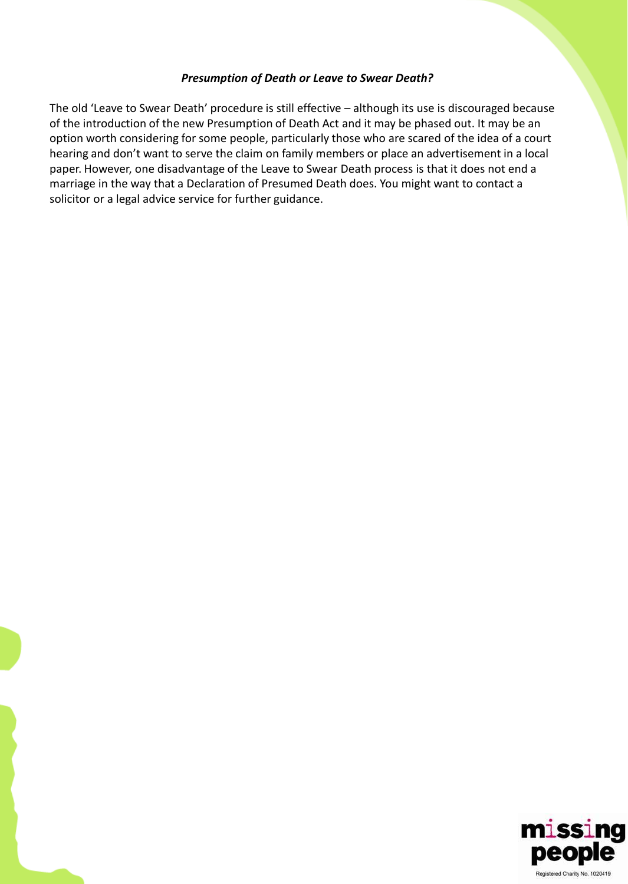***Presumption of Death or Leave to Swear Death?***

The old 'Leave to Swear Death' procedure is still effective – although its use is discouraged because of the introduction of the new Presumption of Death Act and it may be phased out. It may be an option worth considering for some people, particularly those who are scared of the idea of a court hearing and don't want to serve the claim on family members or place an advertisement in a local paper. However, one disadvantage of the Leave to Swear Death process is that it does not end a marriage in the way that a Declaration of Presumed Death does. You might want to contact a solicitor or a legal advice service for further guidance.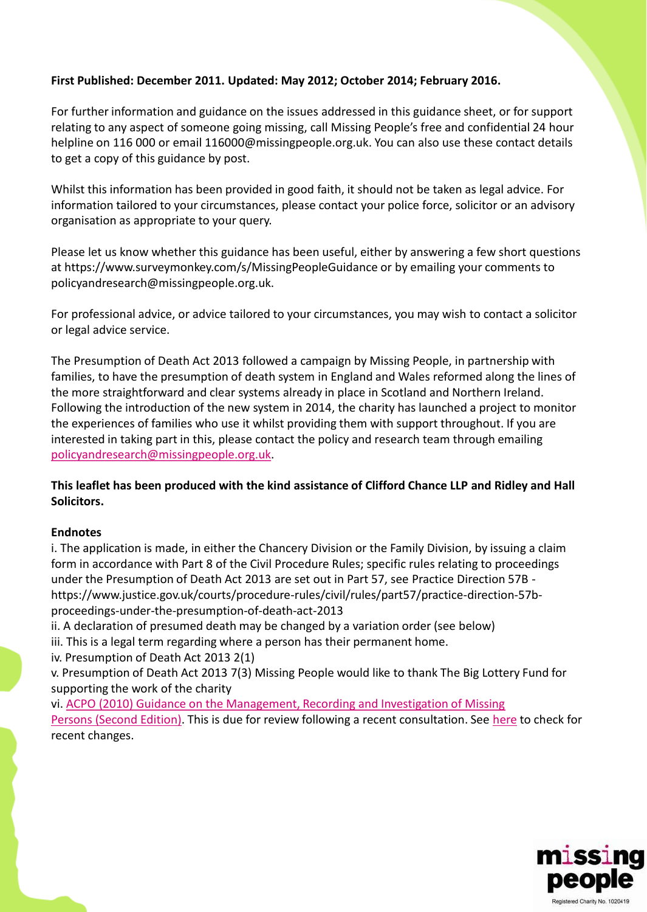**First Published: December 2011. Updated: May 2012; October 2014; February 2016.**

For further information and guidance on the issues addressed in this guidance sheet, or for support relating to any aspect of someone going missing, call Missing People's free and confidential 24 hour helpline on 116 000 or email 116000@missingpeople.org.uk. You can also use these contact details to get a copy of this guidance by post.

Whilst this information has been provided in good faith, it should not be taken as legal advice. For information tailored to your circumstances, please contact your police force, solicitor or an advisory organisation as appropriate to your query.

Please let us know whether this guidance has been useful, either by answering a few short questions at https://www.surveymonkey.com/s/MissingPeopleGuidance or by emailing your comments to policyandresearch@missingpeople.org.uk.

For professional advice, or advice tailored to your circumstances, you may wish to contact a solicitor or legal advice service.

The Presumption of Death Act 2013 followed a campaign by Missing People, in partnership with families, to have the presumption of death system in England and Wales reformed along the lines of the more straightforward and clear systems already in place in Scotland and Northern Ireland. Following the introduction of the new system in 2014, the charity has launched a project to monitor the experiences of families who use it whilst providing them with support throughout. If you are interested in taking part in this, please contact the policy and research team through emailing policyandresearch@missingpeople.org.uk.

**This leaflet has been produced with the kind assistance of Clifford Chance LLP and Ridley and Hall Solicitors.**

**Endnotes**

i. The application is made, in either the Chancery Division or the Family Division, by issuing a claim form in accordance with Part 8 of the Civil Procedure Rules; specific rules relating to proceedings under the Presumption of Death Act 2013 are set out in Part 57, see Practice Direction 57B - https://www.justice.gov.uk/courts/procedure-rules/civil/rules/part57/practice-direction-57b-proceedings-under-the-presumption-of-death-act-2013

ii. A declaration of presumed death may be changed by a variation order (see below)

iii. This is a legal term regarding where a person has their permanent home.

iv. Presumption of Death Act 2013 2(1)

v. Presumption of Death Act 2013 7(3) Missing People would like to thank The Big Lottery Fund for supporting the work of the charity

vi. ACPO (2010) Guidance on the Management, Recording and Investigation of Missing Persons (Second Edition). This is due for review following a recent consultation. See here to check for recent changes.

missing people
Registered Charity No. 1020419